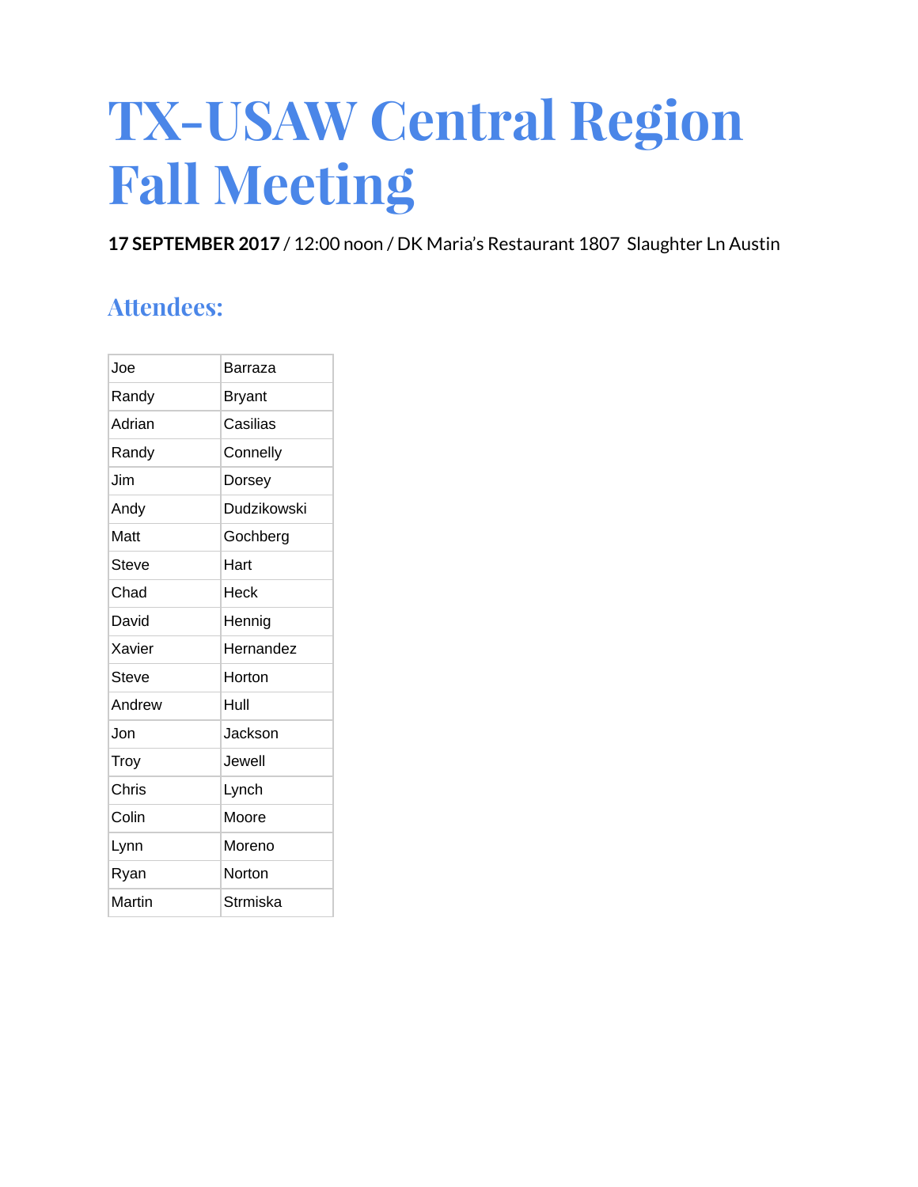# TX-USAW Central Region Fall Meeting

**17 SEPTEMBER 2017** / 12:00 noon / DK Maria's Restaurant 1807 Slaughter Ln Austin

## Attendees:

| | |
|---|---|
| Joe | Barraza |
| Randy | Bryant |
| Adrian | Casilias |
| Randy | Connelly |
| Jim | Dorsey |
| Andy | Dudzikowski |
| Matt | Gochberg |
| Steve | Hart |
| Chad | Heck |
| David | Hennig |
| Xavier | Hernandez |
| Steve | Horton |
| Andrew | Hull |
| Jon | Jackson |
| Troy | Jewell |
| Chris | Lynch |
| Colin | Moore |
| Lynn | Moreno |
| Ryan | Norton |
| Martin | Strmiska |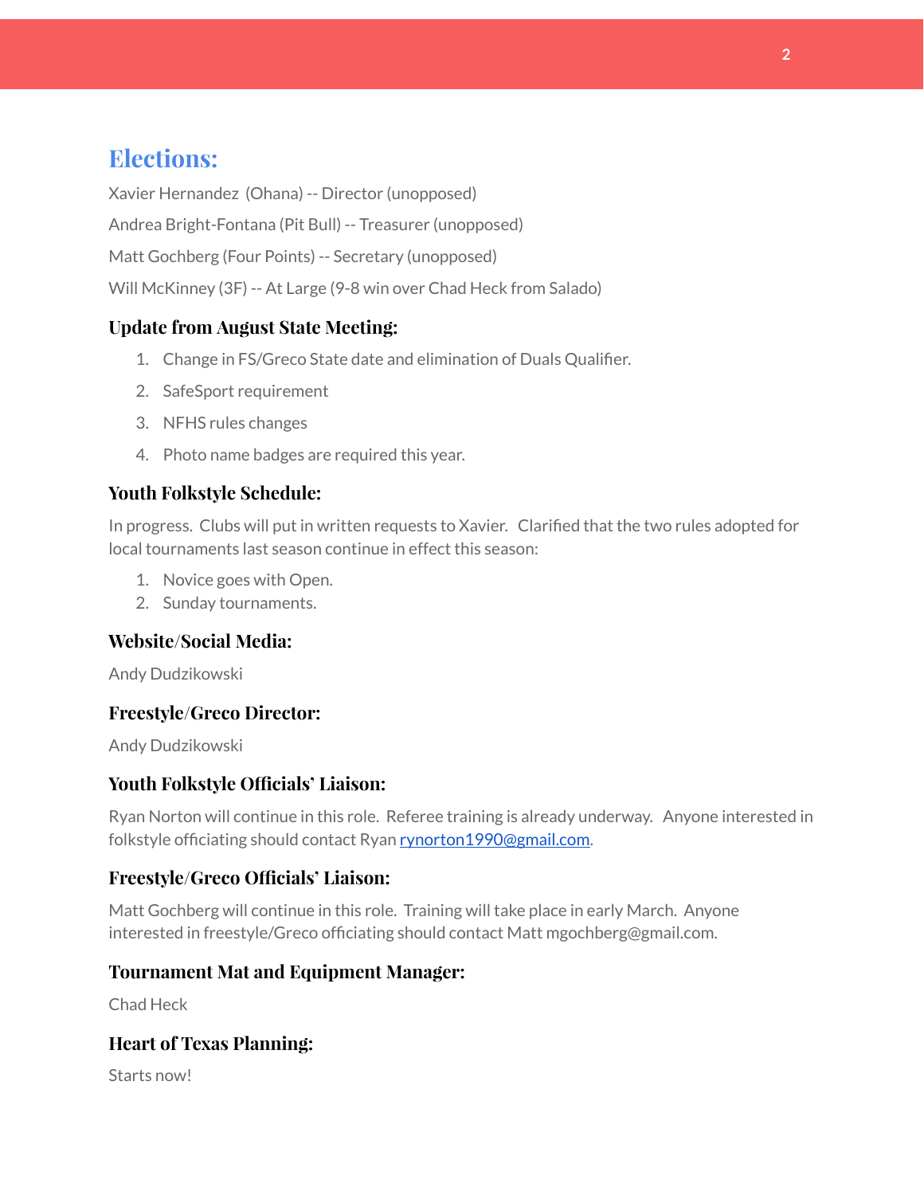## Elections:

Xavier Hernandez (Ohana) -- Director (unopposed)

Andrea Bright-Fontana (Pit Bull) -- Treasurer (unopposed)

Matt Gochberg (Four Points) -- Secretary (unopposed)

Will McKinney (3F) -- At Large (9-8 win over Chad Heck from Salado)

### Update from August State Meeting:

1. Change in FS/Greco State date and elimination of Duals Qualifier.
2. SafeSport requirement
3. NFHS rules changes
4. Photo name badges are required this year.

### Youth Folkstyle Schedule:

In progress. Clubs will put in written requests to Xavier. Clarified that the two rules adopted for local tournaments last season continue in effect this season:

1. Novice goes with Open.
2. Sunday tournaments.

### Website/Social Media:

Andy Dudzikowski

### Freestyle/Greco Director:

Andy Dudzikowski

### Youth Folkstyle Officials' Liaison:

Ryan Norton will continue in this role. Referee training is already underway. Anyone interested in folkstyle officiating should contact Ryan rynorton1990@gmail.com.

### Freestyle/Greco Officials' Liaison:

Matt Gochberg will continue in this role. Training will take place in early March. Anyone interested in freestyle/Greco officiating should contact Matt mgochberg@gmail.com.

### Tournament Mat and Equipment Manager:

Chad Heck

### Heart of Texas Planning:

Starts now!